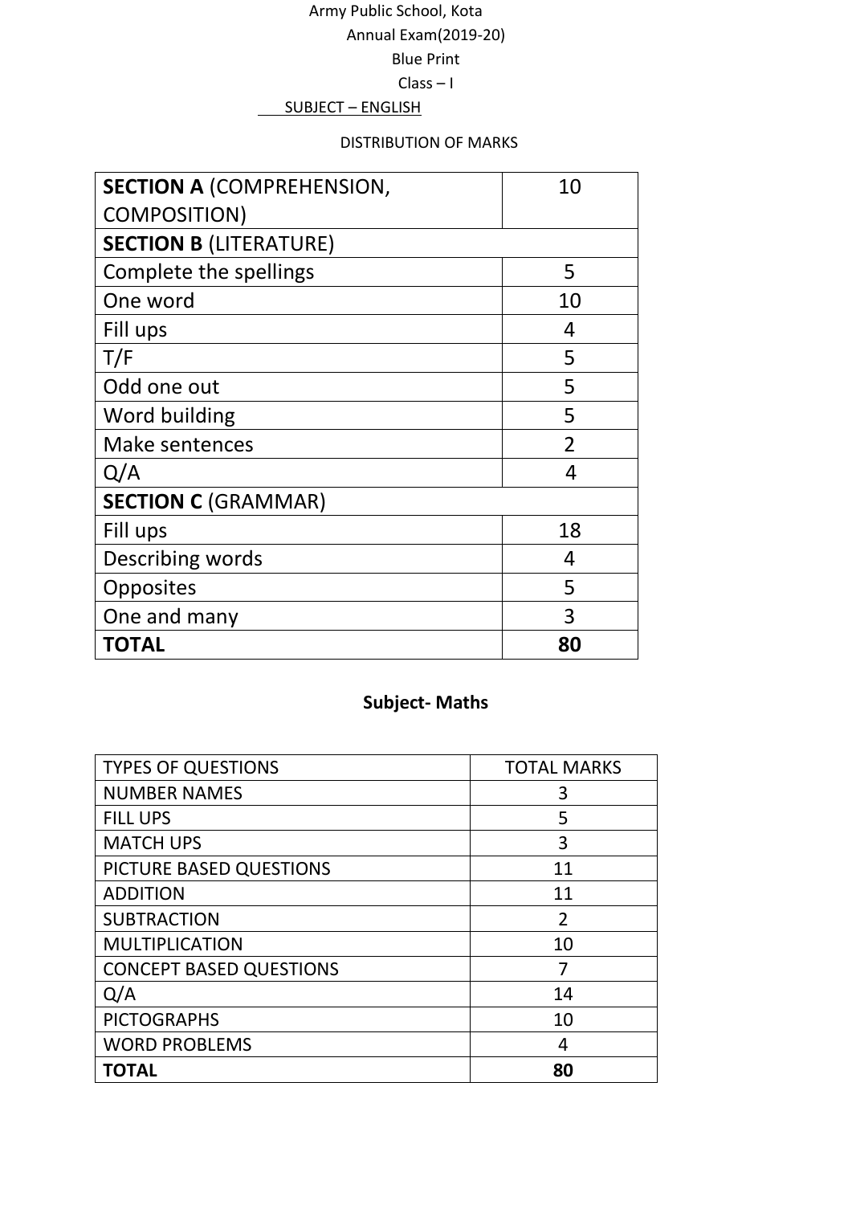Army Public School, Kota

Annual Exam(2019-20)

Blue Print

Class – I

SUBJECT – ENGLISH

DISTRIBUTION OF MARKS

| **SECTION A** (COMPREHENSION, COMPOSITION) | 10 |
|---|---|
| **SECTION B** (LITERATURE) | |
| Complete the spellings | 5 |
| One word | 10 |
| Fill ups | 4 |
| T/F | 5 |
| Odd one out | 5 |
| Word building | 5 |
| Make sentences | 2 |
| Q/A | 4 |
| **SECTION C** (GRAMMAR) | |
| Fill ups | 18 |
| Describing words | 4 |
| Opposites | 5 |
| One and many | 3 |
| **TOTAL** | **80** |

## Subject- Maths

| TYPES OF QUESTIONS | TOTAL MARKS |
|---|---|
| NUMBER NAMES | 3 |
| FILL UPS | 5 |
| MATCH UPS | 3 |
| PICTURE BASED QUESTIONS | 11 |
| ADDITION | 11 |
| SUBTRACTION | 2 |
| MULTIPLICATION | 10 |
| CONCEPT BASED QUESTIONS | 7 |
| Q/A | 14 |
| PICTOGRAPHS | 10 |
| WORD PROBLEMS | 4 |
| **TOTAL** | **80** |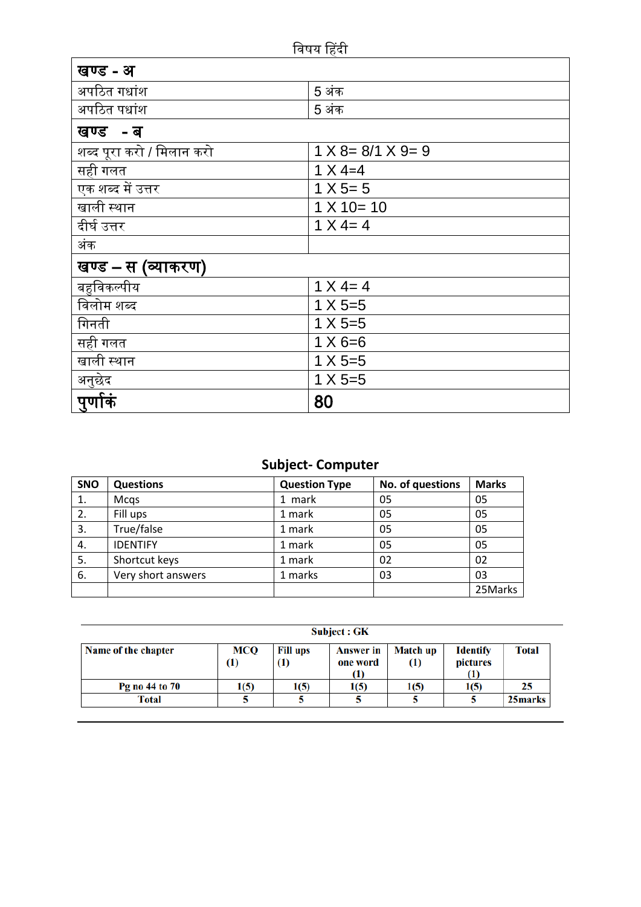विषय हिंदी

| खण्ड - अ | |
|---|---|
| अपठित गधांश | 5 अंक |
| अपठित पधांश | 5 अंक |
| **खण्ड - ब** | |
| शब्द पूरा करो / मिलान करो | 1 X 8= 8/1 X 9= 9 |
| सही गलत | 1 X 4=4 |
| एक शब्द में उत्तर | 1 X 5= 5 |
| खाली स्थान | 1 X 10= 10 |
| दीर्घ उत्तर | 1 X 4= 4 |
| अंक | |
| **खण्ड – स (व्याकरण)** | |
| बहुविकल्पीय | 1 X 4= 4 |
| विलोम शब्द | 1 X 5=5 |
| गिनती | 1 X 5=5 |
| सही गलत | 1 X 6=6 |
| खाली स्थान | 1 X 5=5 |
| अनुछेद | 1 X 5=5 |
| **पुर्णांकं** | **80** |

## Subject- Computer

| SNO | Questions | Question Type | No. of questions | Marks |
|---|---|---|---|---|
| 1. | Mcqs | 1 mark | 05 | 05 |
| 2. | Fill ups | 1 mark | 05 | 05 |
| 3. | True/false | 1 mark | 05 | 05 |
| 4. | IDENTIFY | 1 mark | 05 | 05 |
| 5. | Shortcut keys | 1 mark | 02 | 02 |
| 6. | Very short answers | 1 marks | 03 | 03 |
| | | | | 25Marks |

**Subject : GK**

| Name of the chapter | MCQ (1) | Fill ups (1) | Answer in one word (1) | Match up (1) | Identify pictures (1) | Total |
|---|---|---|---|---|---|---|
| Pg no 44 to 70 | 1(5) | 1(5) | 1(5) | 1(5) | 1(5) | 25 |
| Total | 5 | 5 | 5 | 5 | 5 | 25marks |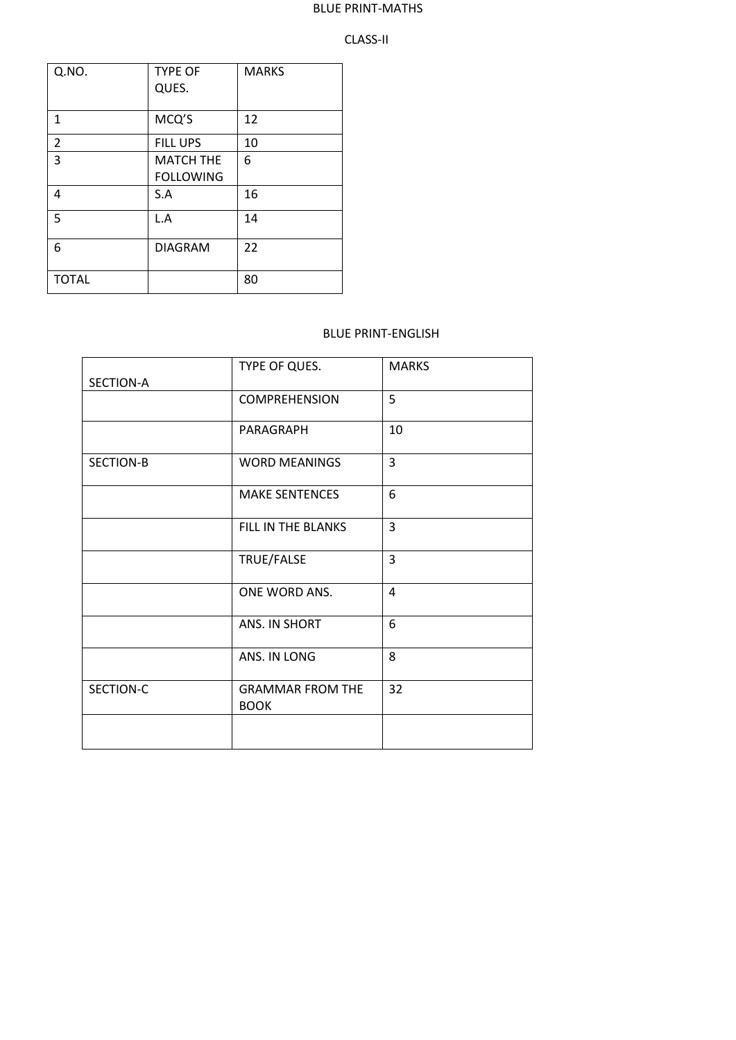BLUE PRINT-MATHS

CLASS-II

| Q.NO. | TYPE OF QUES. | MARKS |
|---|---|---|
| 1 | MCQ'S | 12 |
| 2 | FILL UPS | 10 |
| 3 | MATCH THE FOLLOWING | 6 |
| 4 | S.A | 16 |
| 5 | L.A | 14 |
| 6 | DIAGRAM | 22 |
| TOTAL | | 80 |

BLUE PRINT-ENGLISH

| SECTION-A | TYPE OF QUES. | MARKS |
|---|---|---|
| | COMPREHENSION | 5 |
| | PARAGRAPH | 10 |
| SECTION-B | WORD MEANINGS | 3 |
| | MAKE SENTENCES | 6 |
| | FILL IN THE BLANKS | 3 |
| | TRUE/FALSE | 3 |
| | ONE WORD ANS. | 4 |
| | ANS. IN SHORT | 6 |
| | ANS. IN LONG | 8 |
| SECTION-C | GRAMMAR FROM THE BOOK | 32 |
| | | |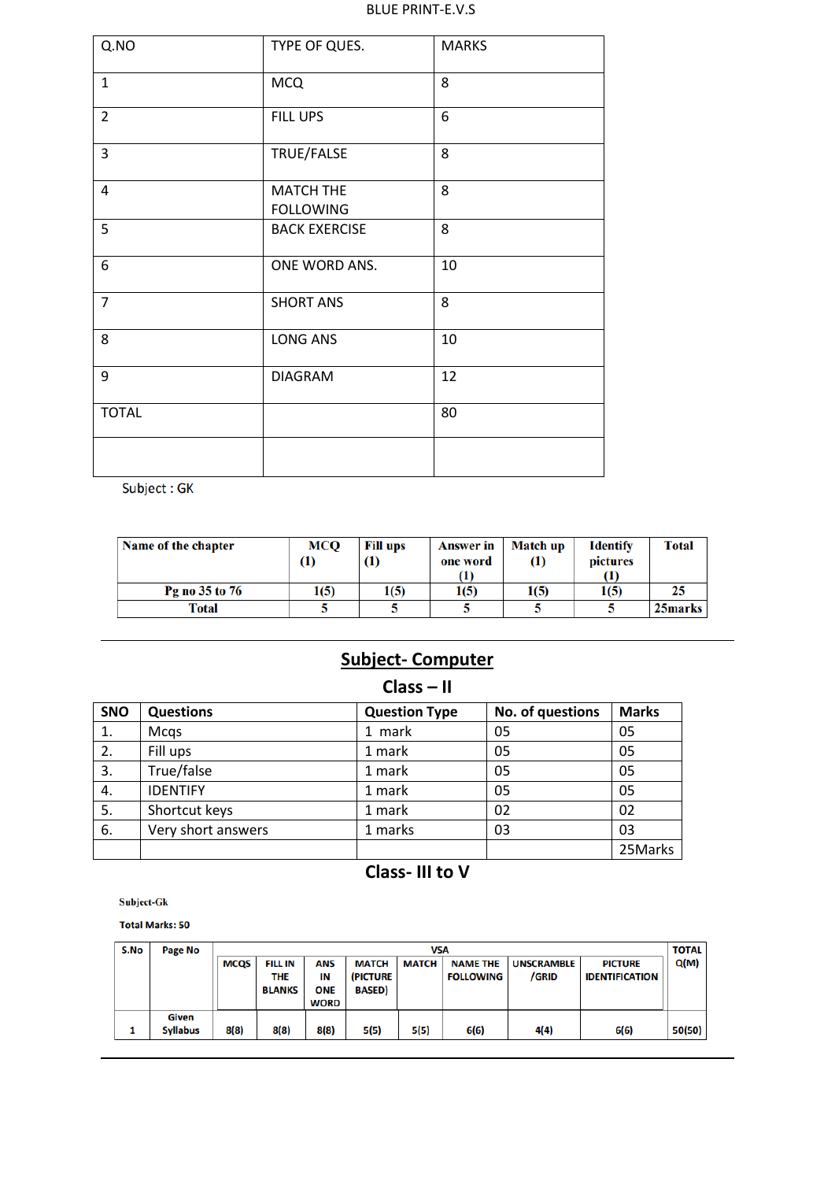BLUE PRINT-E.V.S

| Q.NO | TYPE OF QUES. | MARKS |
|---|---|---|
| 1 | MCQ | 8 |
| 2 | FILL UPS | 6 |
| 3 | TRUE/FALSE | 8 |
| 4 | MATCH THE FOLLOWING | 8 |
| 5 | BACK EXERCISE | 8 |
| 6 | ONE WORD ANS. | 10 |
| 7 | SHORT ANS | 8 |
| 8 | LONG ANS | 10 |
| 9 | DIAGRAM | 12 |
| TOTAL | | 80 |
| | | |

Subject : GK

| Name of the chapter | MCQ (1) | Fill ups (1) | Answer in one word (1) | Match up (1) | Identify pictures (1) | Total |
|---|---|---|---|---|---|---|
| Pg no 35 to 76 | 1(5) | 1(5) | 1(5) | 1(5) | 1(5) | 25 |
| Total | 5 | 5 | 5 | 5 | 5 | 25marks |

## Subject- Computer

### Class – II

| SNO | Questions | Question Type | No. of questions | Marks |
|---|---|---|---|---|
| 1. | Mcqs | 1 mark | 05 | 05 |
| 2. | Fill ups | 1 mark | 05 | 05 |
| 3. | True/false | 1 mark | 05 | 05 |
| 4. | IDENTIFY | 1 mark | 05 | 05 |
| 5. | Shortcut keys | 1 mark | 02 | 02 |
| 6. | Very short answers | 1 marks | 03 | 03 |
| | | | | 25Marks |

### Class- III to V

Subject-Gk

Total Marks: 50

| S.No | Page No | VSA | | | | | | | | TOTAL Q(M) |
|---|---|---|---|---|---|---|---|---|---|---|
| | | MCQS | FILL IN THE BLANKS | ANS IN ONE WORD | MATCH (PICTURE BASED) | MATCH | NAME THE FOLLOWING | UNSCRAMBLE /GRID | PICTURE IDENTIFICATION | |
| 1 | Given Syllabus | 8(8) | 8(8) | 8(8) | 5(5) | 5(5) | 6(6) | 4(4) | 6(6) | 50(50) |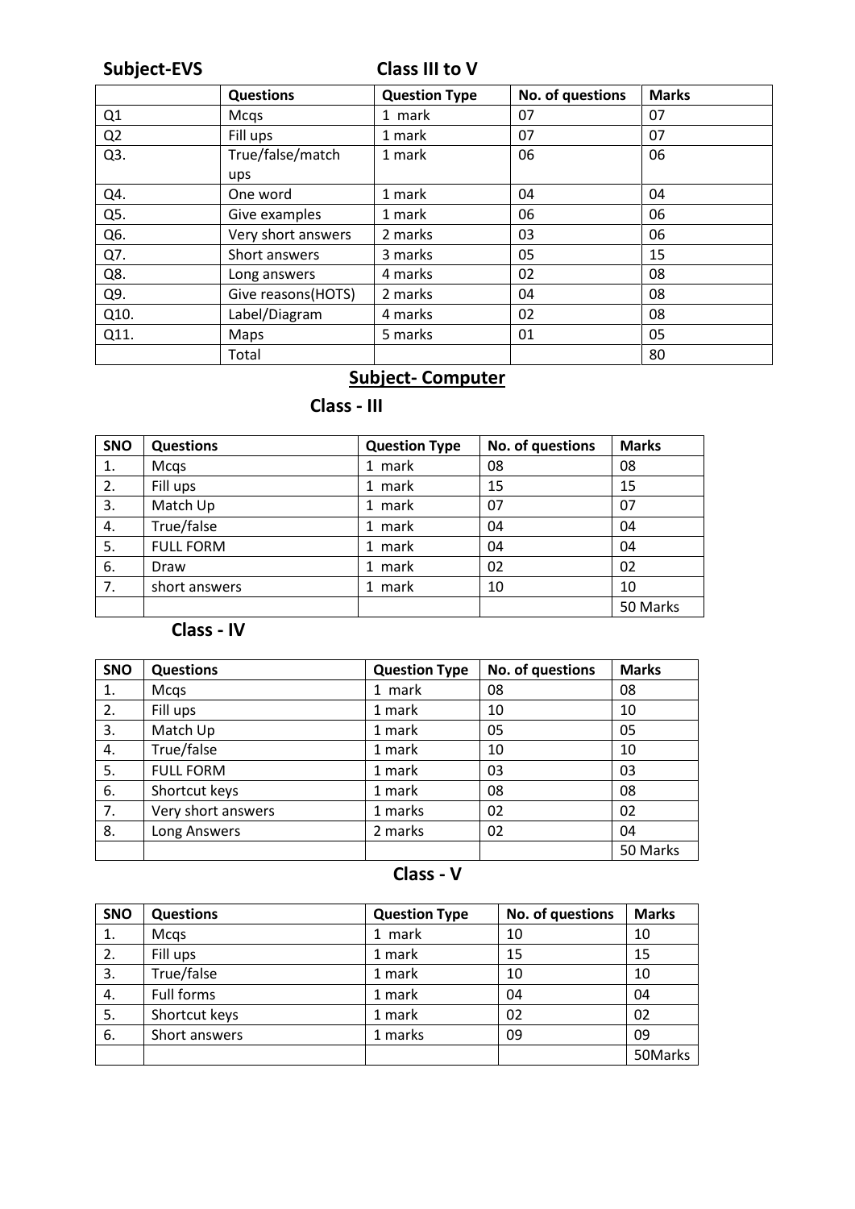**Subject-EVS** **Class III to V**

| | Questions | Question Type | No. of questions | Marks |
|---|---|---|---|---|
| Q1 | Mcqs | 1 mark | 07 | 07 |
| Q2 | Fill ups | 1 mark | 07 | 07 |
| Q3. | True/false/match ups | 1 mark | 06 | 06 |
| Q4. | One word | 1 mark | 04 | 04 |
| Q5. | Give examples | 1 mark | 06 | 06 |
| Q6. | Very short answers | 2 marks | 03 | 06 |
| Q7. | Short answers | 3 marks | 05 | 15 |
| Q8. | Long answers | 4 marks | 02 | 08 |
| Q9. | Give reasons(HOTS) | 2 marks | 04 | 08 |
| Q10. | Label/Diagram | 4 marks | 02 | 08 |
| Q11. | Maps | 5 marks | 01 | 05 |
| | Total | | | 80 |

## Subject- Computer

### Class - III

| SNO | Questions | Question Type | No. of questions | Marks |
|---|---|---|---|---|
| 1. | Mcqs | 1 mark | 08 | 08 |
| 2. | Fill ups | 1 mark | 15 | 15 |
| 3. | Match Up | 1 mark | 07 | 07 |
| 4. | True/false | 1 mark | 04 | 04 |
| 5. | FULL FORM | 1 mark | 04 | 04 |
| 6. | Draw | 1 mark | 02 | 02 |
| 7. | short answers | 1 mark | 10 | 10 |
| | | | | 50 Marks |

### Class - IV

| SNO | Questions | Question Type | No. of questions | Marks |
|---|---|---|---|---|
| 1. | Mcqs | 1 mark | 08 | 08 |
| 2. | Fill ups | 1 mark | 10 | 10 |
| 3. | Match Up | 1 mark | 05 | 05 |
| 4. | True/false | 1 mark | 10 | 10 |
| 5. | FULL FORM | 1 mark | 03 | 03 |
| 6. | Shortcut keys | 1 mark | 08 | 08 |
| 7. | Very short answers | 1 marks | 02 | 02 |
| 8. | Long Answers | 2 marks | 02 | 04 |
| | | | | 50 Marks |

### Class - V

| SNO | Questions | Question Type | No. of questions | Marks |
|---|---|---|---|---|
| 1. | Mcqs | 1 mark | 10 | 10 |
| 2. | Fill ups | 1 mark | 15 | 15 |
| 3. | True/false | 1 mark | 10 | 10 |
| 4. | Full forms | 1 mark | 04 | 04 |
| 5. | Shortcut keys | 1 mark | 02 | 02 |
| 6. | Short answers | 1 marks | 09 | 09 |
| | | | | 50Marks |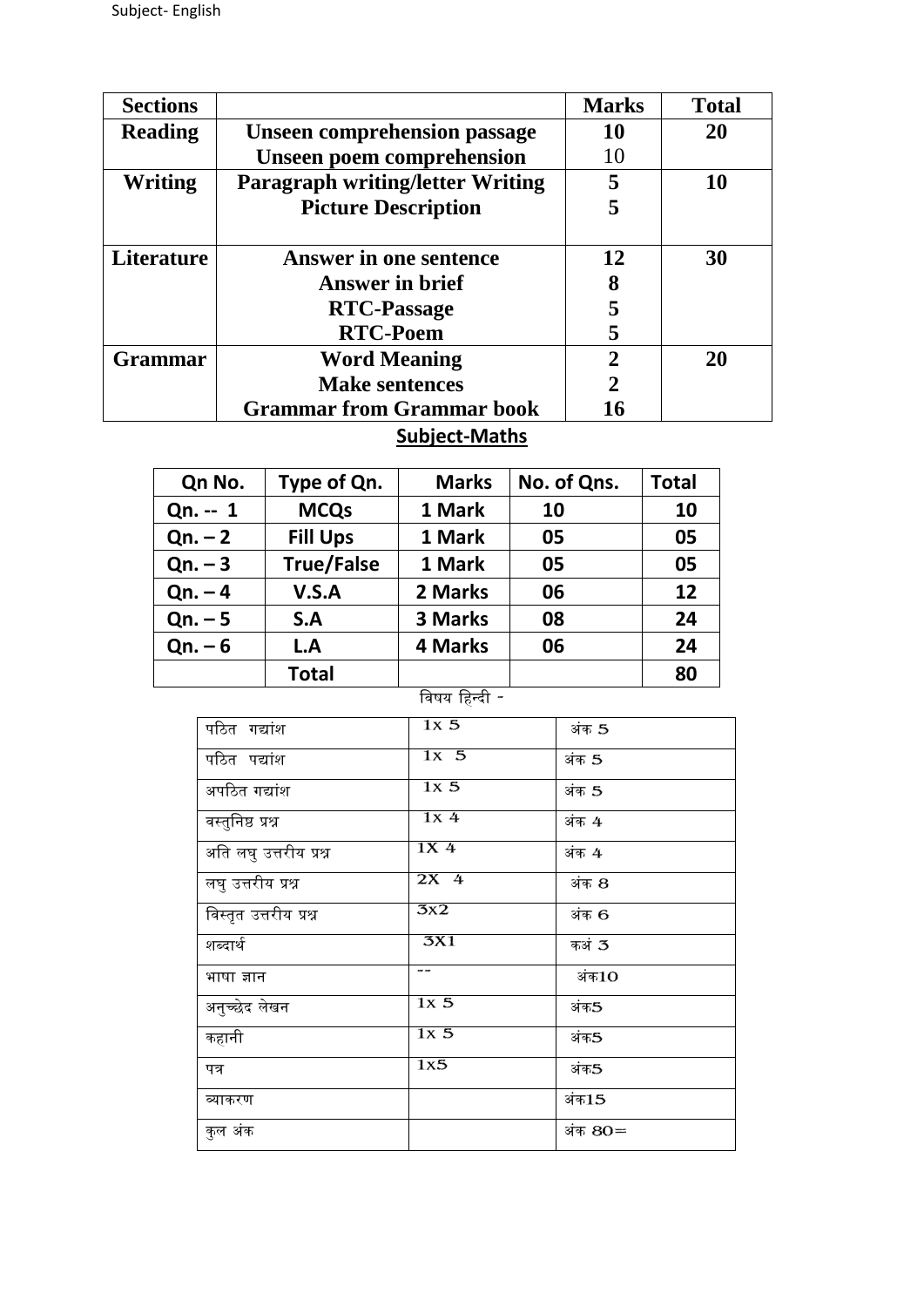Subject- English

| Sections | | Marks | Total |
|---|---|---|---|
| Reading | Unseen comprehension passage | 10 | 20 |
| | Unseen poem comprehension | 10 | |
| Writing | Paragraph writing/letter Writing | 5 | 10 |
| | Picture Description | 5 | |
| Literature | Answer in one sentence | 12 | 30 |
| | Answer in brief | 8 | |
| | RTC-Passage | 5 | |
| | RTC-Poem | 5 | |
| Grammar | Word Meaning | 2 | 20 |
| | Make sentences | 2 | |
| | Grammar from Grammar book | 16 | |

## Subject-Maths

| Qn No. | Type of Qn. | Marks | No. of Qns. | Total |
|---|---|---|---|---|
| Qn. -- 1 | MCQs | 1 Mark | 10 | 10 |
| Qn. – 2 | Fill Ups | 1 Mark | 05 | 05 |
| Qn. – 3 | True/False | 1 Mark | 05 | 05 |
| Qn. – 4 | V.S.A | 2 Marks | 06 | 12 |
| Qn. – 5 | S.A | 3 Marks | 08 | 24 |
| Qn. – 6 | L.A | 4 Marks | 06 | 24 |
| | Total | | | 80 |

विषय हिन्दी -

| | | |
|---|---|---|
| पठित गद्यांश | 1x 5 | अंक 5 |
| पठित पद्यांश | 1x 5 | अंक 5 |
| अपठित गद्यांश | 1x 5 | अंक 5 |
| वस्तुनिष्ठ प्रश्न | 1x 4 | अंक 4 |
| अति लघु उत्तरीय प्रश्न | 1X 4 | अंक 4 |
| लघु उत्तरीय प्रश्न | 2X 4 | अंक 8 |
| विस्तृत उत्तरीय प्रश्न | 3x2 | अंक 6 |
| शब्दार्थ | 3X1 | कअं 3 |
| भाषा ज्ञान | -- | अंक10 |
| अनुच्छेद लेखन | 1x 5 | अंक5 |
| कहानी | 1x 5 | अंक5 |
| पत्र | 1x5 | अंक5 |
| व्याकरण | | अंक15 |
| कुल अंक | | अंक 80= |